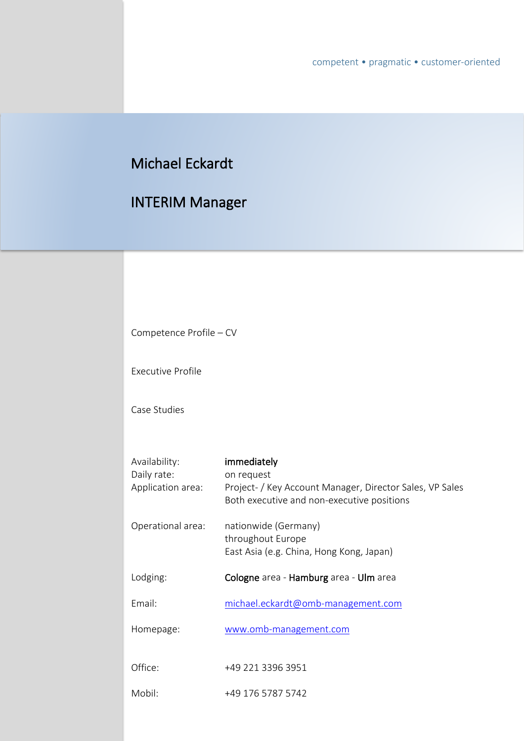competent • pragmatic • customer-oriented

# Michael Eckardt

## INTERIM Manager

Competence Profile – CV

Executive Profile

Case Studies

| | |
|---|---|
| Availability: | **immediately** |
| Daily rate: | on request |
| Application area: | Project- / Key Account Manager, Director Sales, VP Sales<br>Both executive and non-executive positions |
| Operational area: | nationwide (Germany)<br>throughout Europe<br>East Asia (e.g. China, Hong Kong, Japan) |
| Lodging: | **Cologne** area - **Hamburg** area - **Ulm** area |
| Email: | michael.eckardt@omb-management.com |
| Homepage: | www.omb-management.com |
| Office: | +49 221 3396 3951 |
| Mobil: | +49 176 5787 5742 |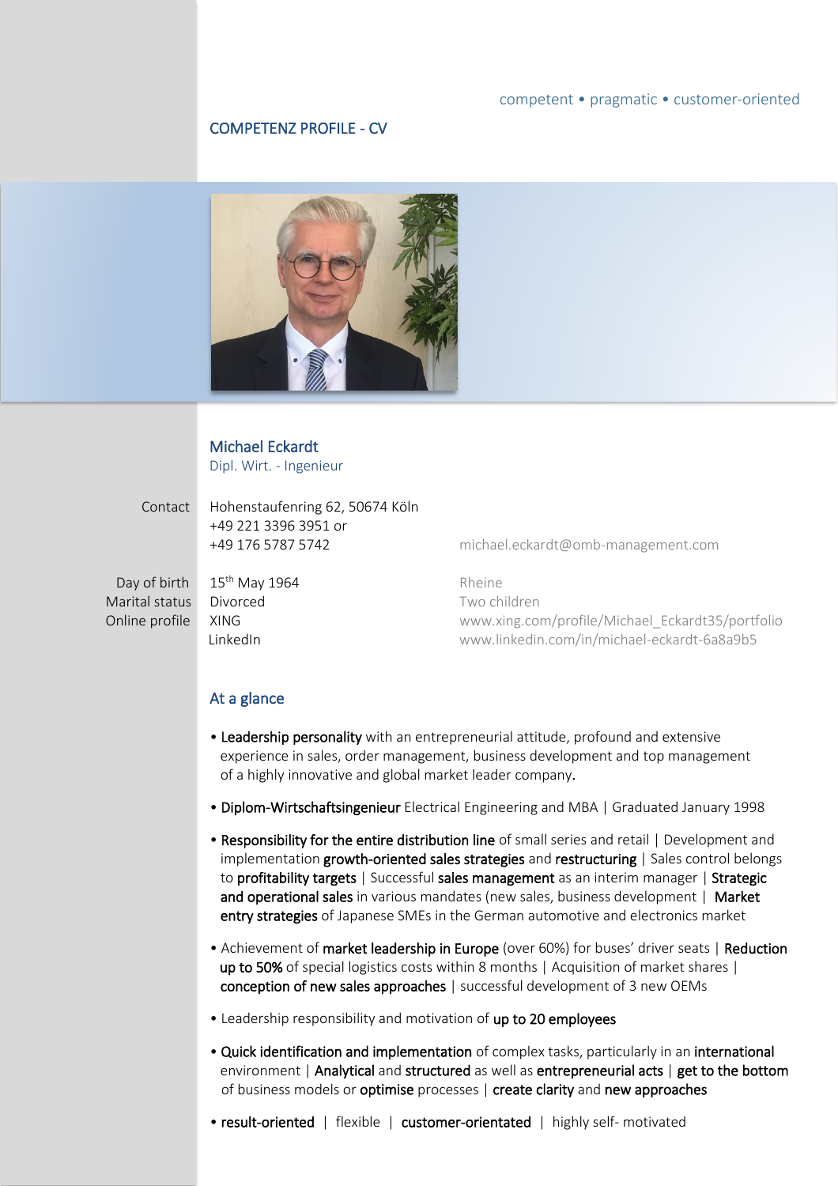competent • pragmatic • customer-oriented

COMPETENZ PROFILE - CV

## Michael Eckardt

Dipl. Wirt. - Ingenieur

| | | |
|---|---|---|
| Contact | Hohenstaufenring 62, 50674 Köln | |
| | +49 221 3396 3951 or | |
| | +49 176 5787 5742 | michael.eckardt@omb-management.com |
| Day of birth | 15th May 1964 | Rheine |
| Marital status | Divorced | Two children |
| Online profile | XING | www.xing.com/profile/Michael_Eckardt35/portfolio |
| | LinkedIn | www.linkedin.com/in/michael-eckardt-6a8a9b5 |

## At a glance

- **Leadership personality** with an entrepreneurial attitude, profound and extensive experience in sales, order management, business development and top management of a highly innovative and global market leader company.
- **Diplom-Wirtschaftsingenieur** Electrical Engineering and MBA | Graduated January 1998
- **Responsibility for the entire distribution line** of small series and retail | Development and implementation **growth-oriented sales strategies** and **restructuring** | Sales control belongs to **profitability targets** | Successful **sales management** as an interim manager | **Strategic and operational sales** in various mandates (new sales, business development | **Market entry strategies** of Japanese SMEs in the German automotive and electronics market
- Achievement of **market leadership in Europe** (over 60%) for buses' driver seats | **Reduction up to 50%** of special logistics costs within 8 months | Acquisition of market shares | **conception of new sales approaches** | successful development of 3 new OEMs
- Leadership responsibility and motivation of **up to 20 employees**
- **Quick identification and implementation** of complex tasks, particularly in an **international** environment | **Analytical** and **structured** as well as **entrepreneurial acts** | **get to the bottom** of business models or **optimise** processes | **create clarity** and **new approaches**
- **result-oriented** | flexible | **customer-orientated** | highly self- motivated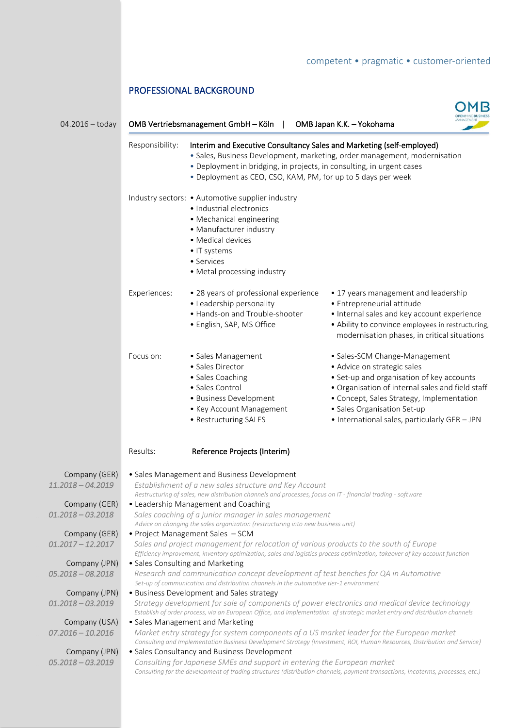competent • pragmatic • customer-oriented

## PROFESSIONAL BACKGROUND

**04.2016 – today** | **OMB Vertriebsmanagement GmbH – Köln | OMB Japan K.K. – Yokohama**

**Responsibility:** **Interim and Executive Consultancy Sales and Marketing (self-employed)**

- Sales, Business Development, marketing, order management, modernisation
- Deployment in bridging, in projects, in consulting, in urgent cases
- Deployment as CEO, CSO, KAM, PM, for up to 5 days per week

**Industry sectors:**

- Automotive supplier industry
- Industrial electronics
- Mechanical engineering
- Manufacturer industry
- Medical devices
- IT systems
- Services
- Metal processing industry

**Experiences:**

- 28 years of professional experience
- Leadership personality
- Hands-on and Trouble-shooter
- English, SAP, MS Office
- 17 years management and leadership
- Entrepreneurial attitude
- Internal sales and key account experience
- Ability to convince employees in restructuring, modernisation phases, in critical situations

**Focus on:**

- Sales Management
- Sales Director
- Sales Coaching
- Sales Control
- Business Development
- Key Account Management
- Restructuring SALES
- Sales-SCM Change-Management
- Advice on strategic sales
- Set-up and organisation of key accounts
- Organisation of internal sales and field staff
- Concept, Sales Strategy, Implementation
- Sales Organisation Set-up
- International sales, particularly GER – JPN

**Results:** **Reference Projects (Interim)**

Company (GER)
*11.2018 – 04.2019*
- Sales Management and Business Development
  *Establishment of a new sales structure and Key Account*
  *Restructuring of sales, new distribution channels and processes, focus on IT - financial trading - software*

Company (GER)
*01.2018 – 03.2018*
- Leadership Management and Coaching
  *Sales coaching of a junior manager in sales management*
  *Advice on changing the sales organization (restructuring into new business unit)*

Company (GER)
*01.2017 – 12.2017*
- Project Management Sales – SCM
  *Sales and project management for relocation of various products to the south of Europe*
  *Efficiency improvement, inventory optimization, sales and logistics process optimization, takeover of key account function*

Company (JPN)
*05.2018 – 08.2018*
- Sales Consulting and Marketing
  *Research and communication concept development of test benches for QA in Automotive*
  *Set-up of communication and distribution channels in the automotive tier-1 environment*

Company (JPN)
*01.2018 – 03.2019*
- Business Development and Sales strategy
  *Strategy development for sale of components of power electronics and medical device technology*
  *Establish of order process, via an European Office, and implementation of strategic market entry and distribution channels*

Company (USA)
*07.2016 – 10.2016*
- Sales Management and Marketing
  *Market entry strategy for system components of a US market leader for the European market*
  *Consulting and Implementation Business Development Strategy (Investment, ROI, Human Resources, Distribution and Service)*

Company (JPN)
*05.2018 – 03.2019*
- Sales Consultancy and Business Development
  *Consulting for Japanese SMEs and support in entering the European market*
  *Consulting for the development of trading structures (distribution channels, payment transactions, Incoterms, processes, etc.)*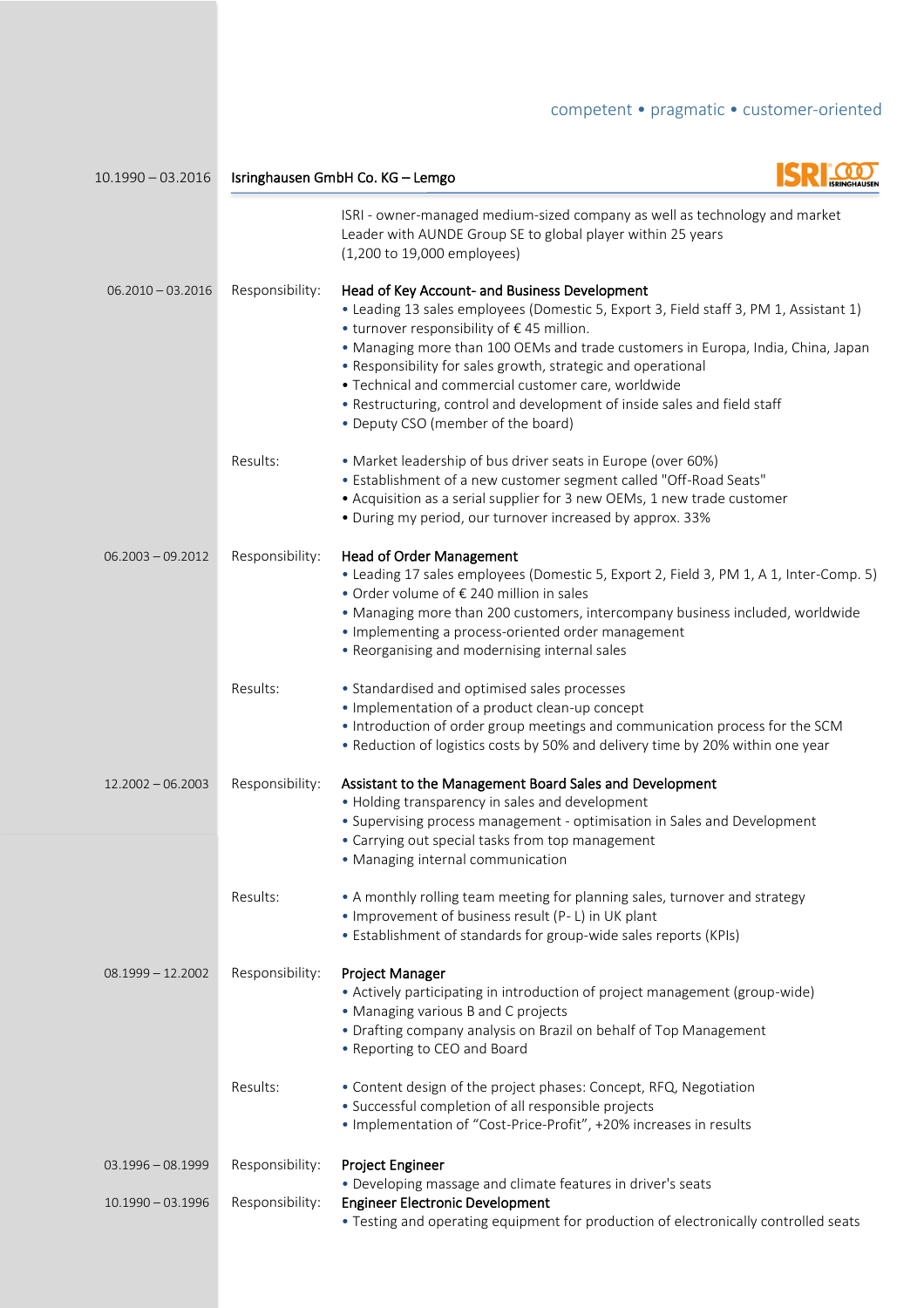competent • pragmatic • customer-oriented

**10.1990 – 03.2016 — Isringhausen GmbH Co. KG – Lemgo**

ISRI - owner-managed medium-sized company as well as technology and market Leader with AUNDE Group SE to global player within 25 years
(1,200 to 19,000 employees)

**06.2010 – 03.2016**

Responsibility: **Head of Key Account- and Business Development**

- Leading 13 sales employees (Domestic 5, Export 3, Field staff 3, PM 1, Assistant 1)
- turnover responsibility of € 45 million.
- Managing more than 100 OEMs and trade customers in Europa, India, China, Japan
- Responsibility for sales growth, strategic and operational
- Technical and commercial customer care, worldwide
- Restructuring, control and development of inside sales and field staff
- Deputy CSO (member of the board)

Results:

- Market leadership of bus driver seats in Europe (over 60%)
- Establishment of a new customer segment called "Off-Road Seats"
- Acquisition as a serial supplier for 3 new OEMs, 1 new trade customer
- During my period, our turnover increased by approx. 33%

**06.2003 – 09.2012**

Responsibility: **Head of Order Management**

- Leading 17 sales employees (Domestic 5, Export 2, Field 3, PM 1, A 1, Inter-Comp. 5)
- Order volume of € 240 million in sales
- Managing more than 200 customers, intercompany business included, worldwide
- Implementing a process-oriented order management
- Reorganising and modernising internal sales

Results:

- Standardised and optimised sales processes
- Implementation of a product clean-up concept
- Introduction of order group meetings and communication process for the SCM
- Reduction of logistics costs by 50% and delivery time by 20% within one year

**12.2002 – 06.2003**

Responsibility: **Assistant to the Management Board Sales and Development**

- Holding transparency in sales and development
- Supervising process management - optimisation in Sales and Development
- Carrying out special tasks from top management
- Managing internal communication

Results:

- A monthly rolling team meeting for planning sales, turnover and strategy
- Improvement of business result (P- L) in UK plant
- Establishment of standards for group-wide sales reports (KPIs)

**08.1999 – 12.2002**

Responsibility: **Project Manager**

- Actively participating in introduction of project management (group-wide)
- Managing various B and C projects
- Drafting company analysis on Brazil on behalf of Top Management
- Reporting to CEO and Board

Results:

- Content design of the project phases: Concept, RFQ, Negotiation
- Successful completion of all responsible projects
- Implementation of "Cost-Price-Profit", +20% increases in results

**03.1996 – 08.1999**

Responsibility: **Project Engineer**

- Developing massage and climate features in driver's seats

**10.1990 – 03.1996**

Responsibility: **Engineer Electronic Development**

- Testing and operating equipment for production of electronically controlled seats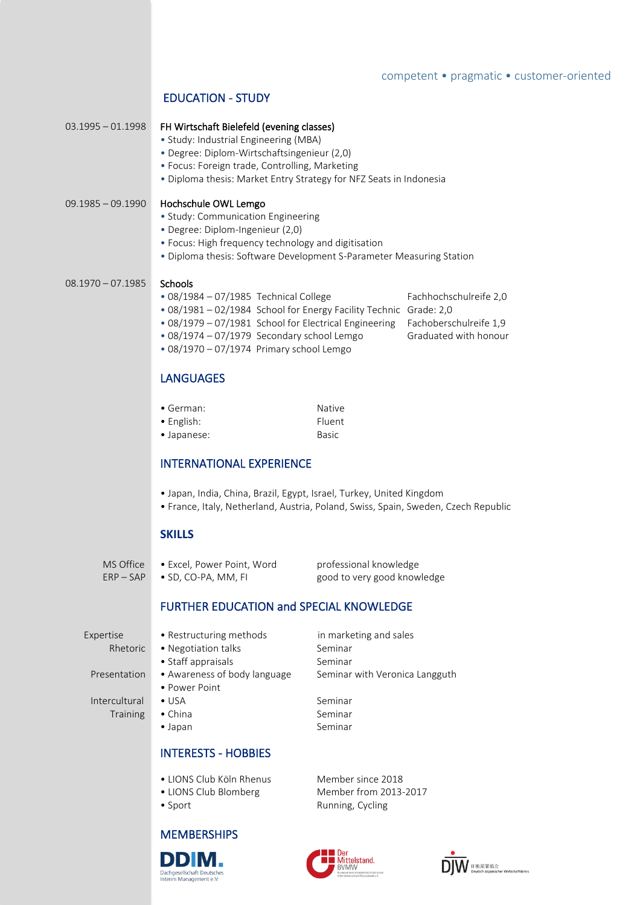competent • pragmatic • customer-oriented

## EDUCATION - STUDY

**03.1995 – 01.1998** — **FH Wirtschaft Bielefeld (evening classes)**
- Study: Industrial Engineering (MBA)
- Degree: Diplom-Wirtschaftsingenieur (2,0)
- Focus: Foreign trade, Controlling, Marketing
- Diploma thesis: Market Entry Strategy for NFZ Seats in Indonesia

**09.1985 – 09.1990** — **Hochschule OWL Lemgo**
- Study: Communication Engineering
- Degree: Diplom-Ingenieur (2,0)
- Focus: High frequency technology and digitisation
- Diploma thesis: Software Development S-Parameter Measuring Station

**08.1970 – 07.1985** — **Schools**

| Period | School | Result |
|---|---|---|
| 08/1984 – 07/1985 | Technical College | Fachhochschulreife 2,0 |
| 08/1981 – 02/1984 | School for Energy Facility Technic | Grade: 2,0 |
| 08/1979 – 07/1981 | School for Electrical Engineering | Fachoberschulreife 1,9 |
| 08/1974 – 07/1979 | Secondary school Lemgo | Graduated with honour |
| 08/1970 – 07/1974 | Primary school Lemgo | |

## LANGUAGES

| Language | Level |
|---|---|
| German: | Native |
| English: | Fluent |
| Japanese: | Basic |

## INTERNATIONAL EXPERIENCE

- Japan, India, China, Brazil, Egypt, Israel, Turkey, United Kingdom
- France, Italy, Netherland, Austria, Poland, Swiss, Spain, Sweden, Czech Republic

## SKILLS

| | | |
|---|---|---|
| MS Office | Excel, Power Point, Word | professional knowledge |
| ERP – SAP | SD, CO-PA, MM, FI | good to very good knowledge |

## FURTHER EDUCATION and SPECIAL KNOWLEDGE

| | | |
|---|---|---|
| Expertise | Restructuring methods | in marketing and sales |
| Rhetoric | Negotiation talks | Seminar |
| | Staff appraisals | Seminar |
| Presentation | Awareness of body language | Seminar with Veronica Langguth |
| | Power Point | |
| Intercultural Training | USA | Seminar |
| | China | Seminar |
| | Japan | Seminar |

## INTERESTS - HOBBIES

| | |
|---|---|
| LIONS Club Köln Rhenus | Member since 2018 |
| LIONS Club Blomberg | Member from 2013-2017 |
| Sport | Running, Cycling |

## MEMBERSHIPS

DDIM. Dachgesellschaft Deutsches Interim Management e.V.

Der Mittelstand. BVMW

DJW 日独産業協会 Deutsch-Japanischer Wirtschaftskreis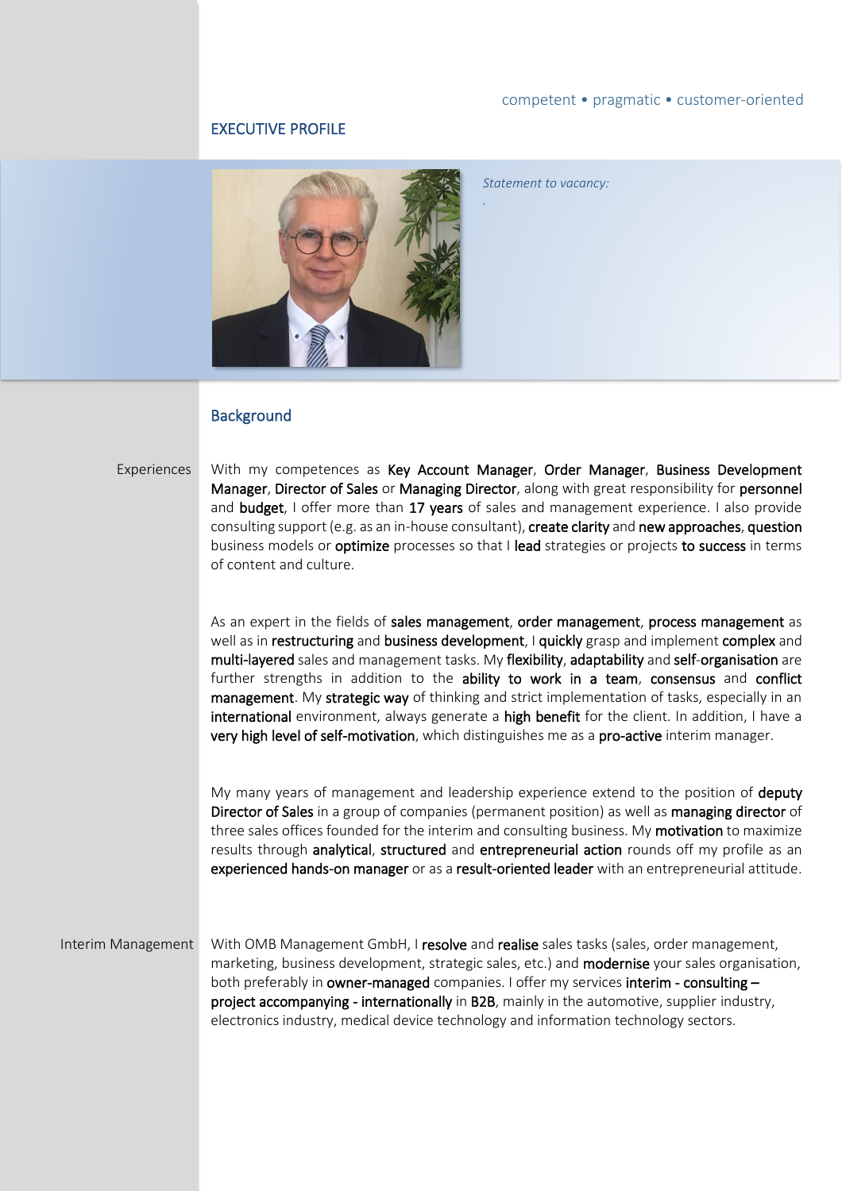competent • pragmatic • customer-oriented

# EXECUTIVE PROFILE

*Statement to vacancy:*

.

## Background

**Experiences**

With my competences as **Key Account Manager**, **Order Manager**, **Business Development Manager**, **Director of Sales** or **Managing Director**, along with great responsibility for **personnel** and **budget**, I offer more than **17 years** of sales and management experience. I also provide consulting support (e.g. as an in-house consultant), **create clarity** and **new approaches**, **question** business models or **optimize** processes so that I **lead** strategies or projects **to success** in terms of content and culture.

As an expert in the fields of **sales management**, **order management**, **process management** as well as in **restructuring** and **business development**, I **quickly** grasp and implement **complex** and **multi-layered** sales and management tasks. My **flexibility**, **adaptability** and **self-organisation** are further strengths in addition to the **ability to work in a team**, **consensus** and **conflict management**. My **strategic way** of thinking and strict implementation of tasks, especially in an **international** environment, always generate a **high benefit** for the client. In addition, I have a **very high level of self-motivation**, which distinguishes me as a **pro-active** interim manager.

My many years of management and leadership experience extend to the position of **deputy Director of Sales** in a group of companies (permanent position) as well as **managing director** of three sales offices founded for the interim and consulting business. My **motivation** to maximize results through **analytical**, **structured** and **entrepreneurial action** rounds off my profile as an **experienced hands-on manager** or as a **result-oriented leader** with an entrepreneurial attitude.

**Interim Management**

With OMB Management GmbH, I **resolve** and **realise** sales tasks (sales, order management, marketing, business development, strategic sales, etc.) and **modernise** your sales organisation, both preferably in **owner-managed** companies. I offer my services **interim - consulting – project accompanying - internationally** in **B2B**, mainly in the automotive, supplier industry, electronics industry, medical device technology and information technology sectors.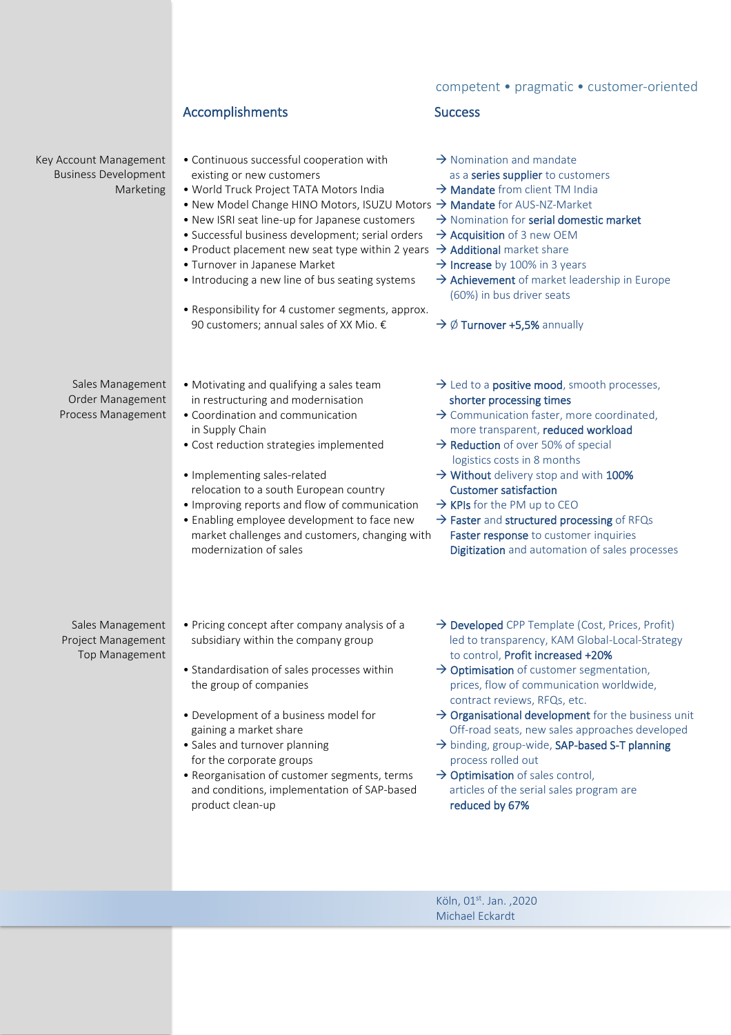competent • pragmatic • customer-oriented

| | Accomplishments | Success |
|---|---|---|
| Key Account Management<br>Business Development<br>Marketing | • Continuous successful cooperation with existing or new customers | → Nomination and mandate as a **series supplier** to customers |
| | • World Truck Project TATA Motors India | → **Mandate** from client TM India |
| | • New Model Change HINO Motors, ISUZU Motors | → **Mandate** for AUS-NZ-Market |
| | • New ISRI seat line-up for Japanese customers | → Nomination for **serial domestic market** |
| | • Successful business development; serial orders | → **Acquisition** of 3 new OEM |
| | • Product placement new seat type within 2 years | → **Additional** market share |
| | • Turnover in Japanese Market | → **Increase** by 100% in 3 years |
| | • Introducing a new line of bus seating systems | → **Achievement** of market leadership in Europe (60%) in bus driver seats |
| | • Responsibility for 4 customer segments, approx. 90 customers; annual sales of XX Mio. € | → Ø **Turnover +5,5%** annually |
| Sales Management<br>Order Management<br>Process Management | • Motivating and qualifying a sales team in restructuring and modernisation | → Led to a **positive mood**, smooth processes, **shorter processing times** |
| | • Coordination and communication in Supply Chain | → Communication faster, more coordinated, more transparent, **reduced workload** |
| | • Cost reduction strategies implemented | → **Reduction** of over 50% of special logistics costs in 8 months |
| | • Implementing sales-related relocation to a south European country | → **Without** delivery stop and with **100% Customer satisfaction** |
| | • Improving reports and flow of communication | → **KPIs** for the PM up to CEO |
| | • Enabling employee development to face new market challenges and customers, changing with modernization of sales | → **Faster** and **structured processing** of RFQs<br>**Faster response** to customer inquiries<br>**Digitization** and automation of sales processes |
| Sales Management<br>Project Management<br>Top Management | • Pricing concept after company analysis of a subsidiary within the company group | → **Developed** CPP Template (Cost, Prices, Profit) led to transparency, KAM Global-Local-Strategy to control, **Profit increased +20%** |
| | • Standardisation of sales processes within the group of companies | → **Optimisation** of customer segmentation, prices, flow of communication worldwide, contract reviews, RFQs, etc. |
| | • Development of a business model for gaining a market share | → **Organisational development** for the business unit Off-road seats, new sales approaches developed |
| | • Sales and turnover planning for the corporate groups | → binding, group-wide, **SAP-based S-T planning** process rolled out |
| | • Reorganisation of customer segments, terms and conditions, implementation of SAP-based product clean-up | → **Optimisation** of sales control, articles of the serial sales program are **reduced by 67%** |

Köln, 01st. Jan. ,2020
Michael Eckardt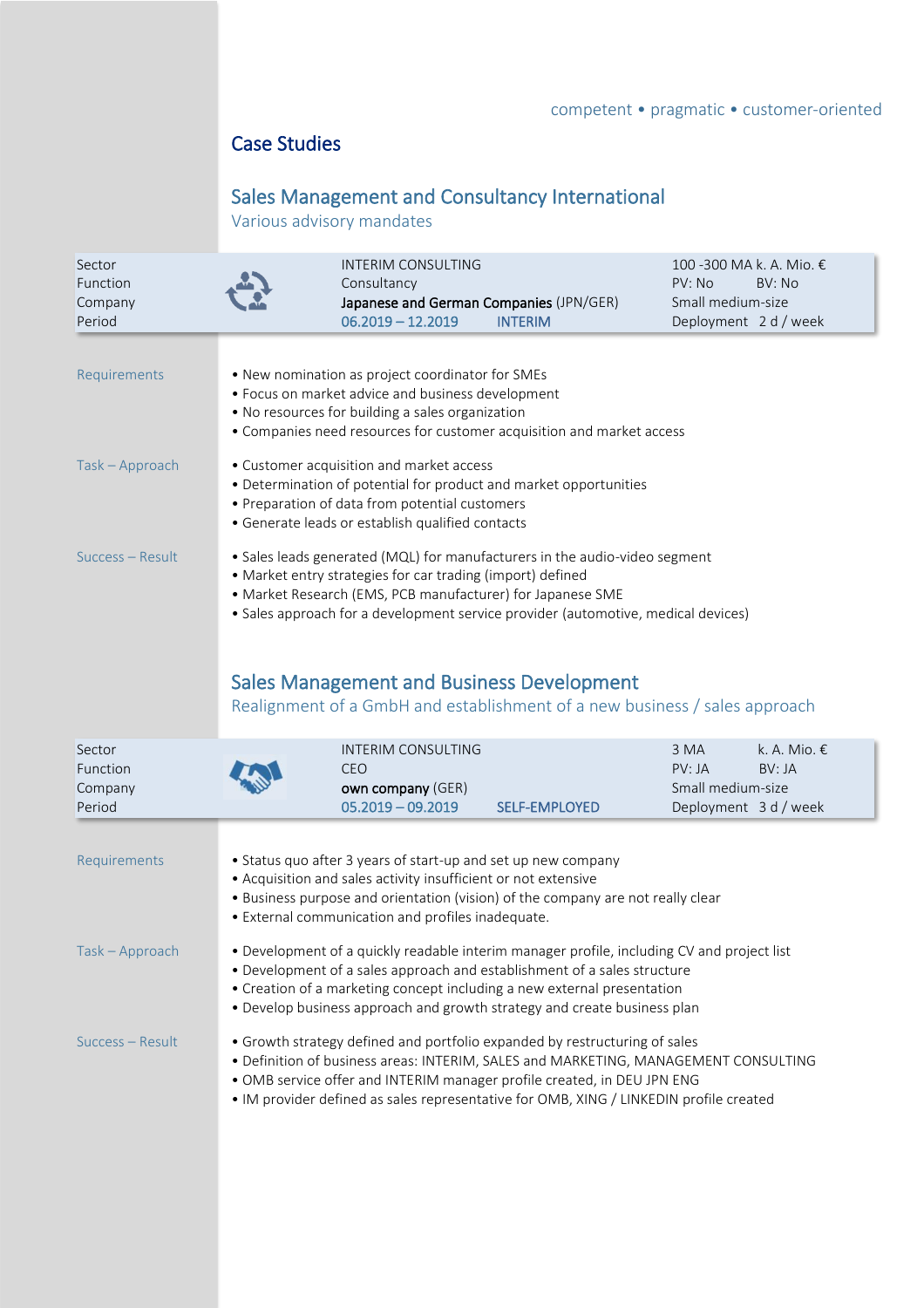competent • pragmatic • customer-oriented

# Case Studies

## Sales Management and Consultancy International

Various advisory mandates

| | | |
|---|---|---|
| Sector | INTERIM CONSULTING | 100 -300 MA k. A. Mio. € |
| Function | Consultancy | PV: No BV: No |
| Company | **Japanese and German Companies** (JPN/GER) | Small medium-size |
| Period | 06.2019 – 12.2019 INTERIM | Deployment 2 d / week |

**Requirements**

- New nomination as project coordinator for SMEs
- Focus on market advice and business development
- No resources for building a sales organization
- Companies need resources for customer acquisition and market access

**Task – Approach**

- Customer acquisition and market access
- Determination of potential for product and market opportunities
- Preparation of data from potential customers
- Generate leads or establish qualified contacts

**Success – Result**

- Sales leads generated (MQL) for manufacturers in the audio-video segment
- Market entry strategies for car trading (import) defined
- Market Research (EMS, PCB manufacturer) for Japanese SME
- Sales approach for a development service provider (automotive, medical devices)

## Sales Management and Business Development

Realignment of a GmbH and establishment of a new business / sales approach

| | | |
|---|---|---|
| Sector | INTERIM CONSULTING | 3 MA k. A. Mio. € |
| Function | CEO | PV: JA BV: JA |
| Company | **own company** (GER) | Small medium-size |
| Period | 05.2019 – 09.2019 SELF-EMPLOYED | Deployment 3 d / week |

**Requirements**

- Status quo after 3 years of start-up and set up new company
- Acquisition and sales activity insufficient or not extensive
- Business purpose and orientation (vision) of the company are not really clear
- External communication and profiles inadequate.

**Task – Approach**

- Development of a quickly readable interim manager profile, including CV and project list
- Development of a sales approach and establishment of a sales structure
- Creation of a marketing concept including a new external presentation
- Develop business approach and growth strategy and create business plan

**Success – Result**

- Growth strategy defined and portfolio expanded by restructuring of sales
- Definition of business areas: INTERIM, SALES and MARKETING, MANAGEMENT CONSULTING
- OMB service offer and INTERIM manager profile created, in DEU JPN ENG
- IM provider defined as sales representative for OMB, XING / LINKEDIN profile created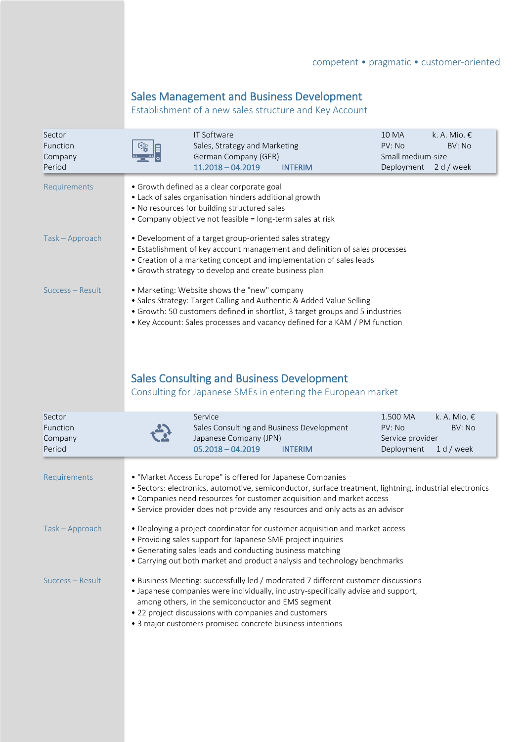competent • pragmatic • customer-oriented

## Sales Management and Business Development

### Establishment of a new sales structure and Key Account

| | | | |
|---|---|---|---|
| Sector | IT Software | 10 MA | k. A. Mio. € |
| Function | Sales, Strategy and Marketing | PV: No | BV: No |
| Company | German Company (GER) | Small medium-size | |
| Period | 11.2018 – 04.2019 INTERIM | Deployment | 2 d / week |

**Requirements**

- Growth defined as a clear corporate goal
- Lack of sales organisation hinders additional growth
- No resources for building structured sales
- Company objective not feasible = long-term sales at risk

**Task – Approach**

- Development of a target group-oriented sales strategy
- Establishment of key account management and definition of sales processes
- Creation of a marketing concept and implementation of sales leads
- Growth strategy to develop and create business plan

**Success – Result**

- Marketing: Website shows the "new" company
- Sales Strategy: Target Calling and Authentic & Added Value Selling
- Growth: 50 customers defined in shortlist, 3 target groups and 5 industries
- Key Account: Sales processes and vacancy defined for a KAM / PM function

## Sales Consulting and Business Development

### Consulting for Japanese SMEs in entering the European market

| | | | |
|---|---|---|---|
| Sector | Service | 1.500 MA | k. A. Mio. € |
| Function | Sales Consulting and Business Development | PV: No | BV: No |
| Company | Japanese Company (JPN) | Service provider | |
| Period | 05.2018 – 04.2019 INTERIM | Deployment | 1 d / week |

**Requirements**

- "Market Access Europe" is offered for Japanese Companies
- Sectors: electronics, automotive, semiconductor, surface treatment, lightning, industrial electronics
- Companies need resources for customer acquisition and market access
- Service provider does not provide any resources and only acts as an advisor

**Task – Approach**

- Deploying a project coordinator for customer acquisition and market access
- Providing sales support for Japanese SME project inquiries
- Generating sales leads and conducting business matching
- Carrying out both market and product analysis and technology benchmarks

**Success – Result**

- Business Meeting: successfully led / moderated 7 different customer discussions
- Japanese companies were individually, industry-specifically advise and support, among others, in the semiconductor and EMS segment
- 22 project discussions with companies and customers
- 3 major customers promised concrete business intentions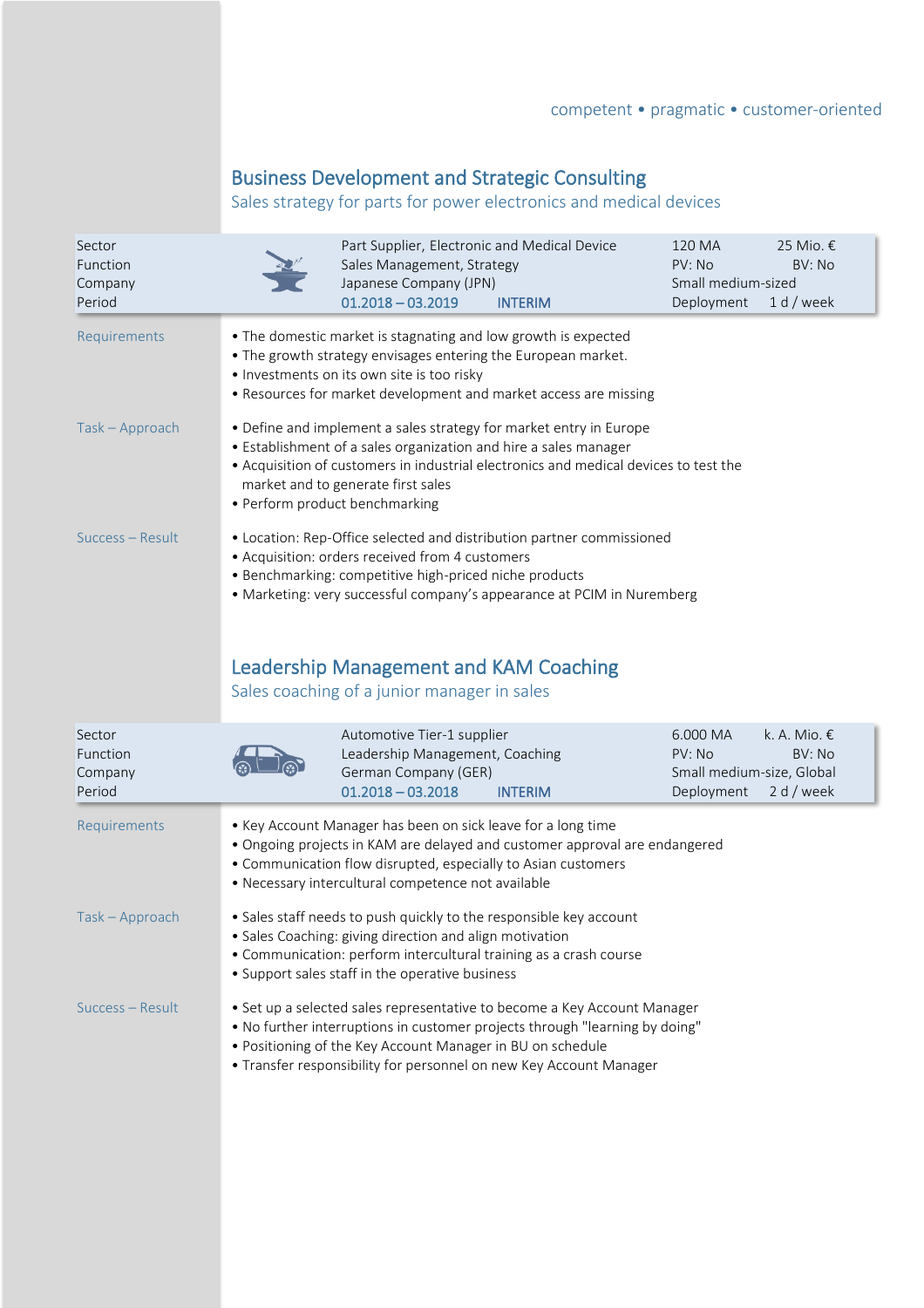competent • pragmatic • customer-oriented

## Business Development and Strategic Consulting

Sales strategy for parts for power electronics and medical devices

| | | | |
|---|---|---|---|
| Sector | Part Supplier, Electronic and Medical Device | 120 MA | 25 Mio. € |
| Function | Sales Management, Strategy | PV: No | BV: No |
| Company | Japanese Company (JPN) | Small medium-sized | |
| Period | 01.2018 – 03.2019 INTERIM | Deployment | 1 d / week |

**Requirements**

- The domestic market is stagnating and low growth is expected
- The growth strategy envisages entering the European market.
- Investments on its own site is too risky
- Resources for market development and market access are missing

**Task – Approach**

- Define and implement a sales strategy for market entry in Europe
- Establishment of a sales organization and hire a sales manager
- Acquisition of customers in industrial electronics and medical devices to test the market and to generate first sales
- Perform product benchmarking

**Success – Result**

- Location: Rep-Office selected and distribution partner commissioned
- Acquisition: orders received from 4 customers
- Benchmarking: competitive high-priced niche products
- Marketing: very successful company's appearance at PCIM in Nuremberg

## Leadership Management and KAM Coaching

Sales coaching of a junior manager in sales

| | | | |
|---|---|---|---|
| Sector | Automotive Tier-1 supplier | 6.000 MA | k. A. Mio. € |
| Function | Leadership Management, Coaching | PV: No | BV: No |
| Company | German Company (GER) | Small medium-size, Global | |
| Period | 01.2018 – 03.2018 INTERIM | Deployment | 2 d / week |

**Requirements**

- Key Account Manager has been on sick leave for a long time
- Ongoing projects in KAM are delayed and customer approval are endangered
- Communication flow disrupted, especially to Asian customers
- Necessary intercultural competence not available

**Task – Approach**

- Sales staff needs to push quickly to the responsible key account
- Sales Coaching: giving direction and align motivation
- Communication: perform intercultural training as a crash course
- Support sales staff in the operative business

**Success – Result**

- Set up a selected sales representative to become a Key Account Manager
- No further interruptions in customer projects through "learning by doing"
- Positioning of the Key Account Manager in BU on schedule
- Transfer responsibility for personnel on new Key Account Manager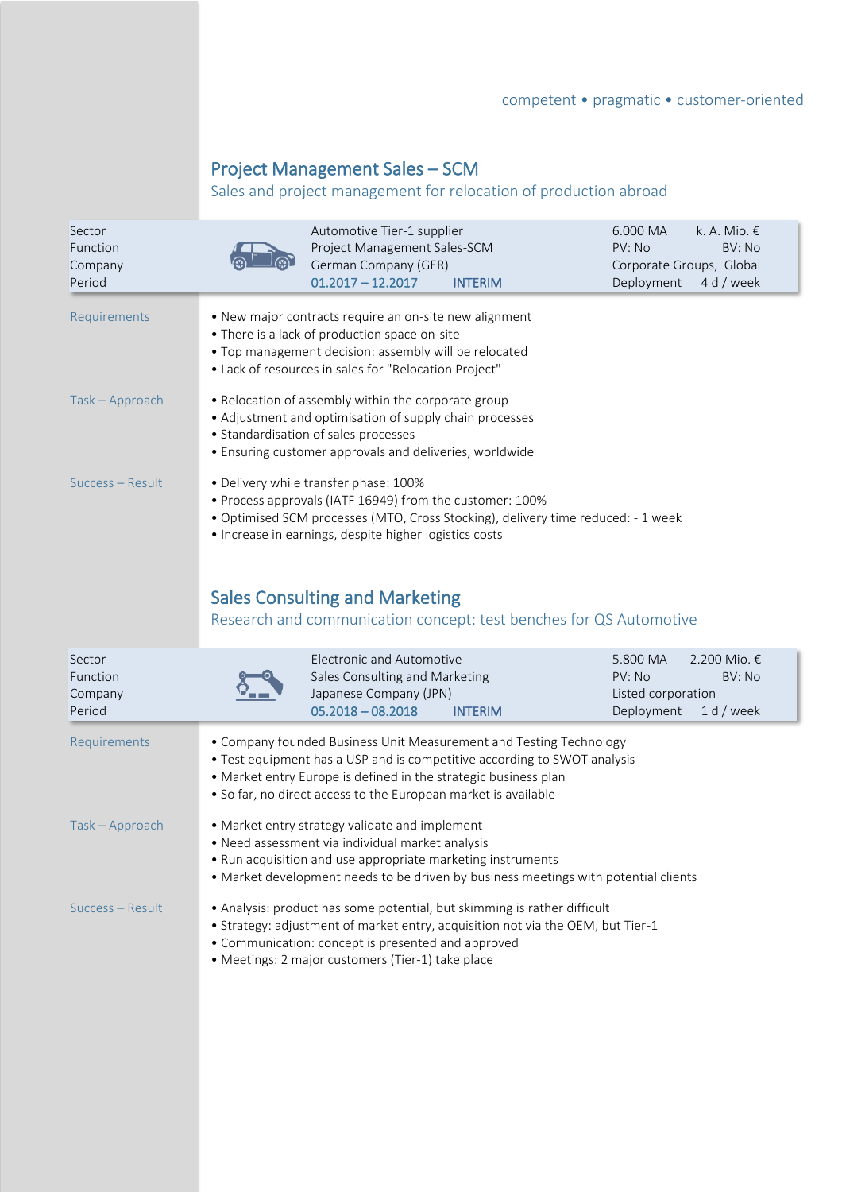competent • pragmatic • customer-oriented

## Project Management Sales – SCM

Sales and project management for relocation of production abroad

| | | | |
|---|---|---|---|
| Sector | Automotive Tier-1 supplier | 6.000 MA | k. A. Mio. € |
| Function | Project Management Sales-SCM | PV: No | BV: No |
| Company | German Company (GER) | Corporate Groups, Global | |
| Period | 01.2017 – 12.2017 INTERIM | Deployment | 4 d / week |

**Requirements**

- New major contracts require an on-site new alignment
- There is a lack of production space on-site
- Top management decision: assembly will be relocated
- Lack of resources in sales for "Relocation Project"

**Task – Approach**

- Relocation of assembly within the corporate group
- Adjustment and optimisation of supply chain processes
- Standardisation of sales processes
- Ensuring customer approvals and deliveries, worldwide

**Success – Result**

- Delivery while transfer phase: 100%
- Process approvals (IATF 16949) from the customer: 100%
- Optimised SCM processes (MTO, Cross Stocking), delivery time reduced: - 1 week
- Increase in earnings, despite higher logistics costs

## Sales Consulting and Marketing

Research and communication concept: test benches for QS Automotive

| | | | |
|---|---|---|---|
| Sector | Electronic and Automotive | 5.800 MA | 2.200 Mio. € |
| Function | Sales Consulting and Marketing | PV: No | BV: No |
| Company | Japanese Company (JPN) | Listed corporation | |
| Period | 05.2018 – 08.2018 INTERIM | Deployment | 1 d / week |

**Requirements**

- Company founded Business Unit Measurement and Testing Technology
- Test equipment has a USP and is competitive according to SWOT analysis
- Market entry Europe is defined in the strategic business plan
- So far, no direct access to the European market is available

**Task – Approach**

- Market entry strategy validate and implement
- Need assessment via individual market analysis
- Run acquisition and use appropriate marketing instruments
- Market development needs to be driven by business meetings with potential clients

**Success – Result**

- Analysis: product has some potential, but skimming is rather difficult
- Strategy: adjustment of market entry, acquisition not via the OEM, but Tier-1
- Communication: concept is presented and approved
- Meetings: 2 major customers (Tier-1) take place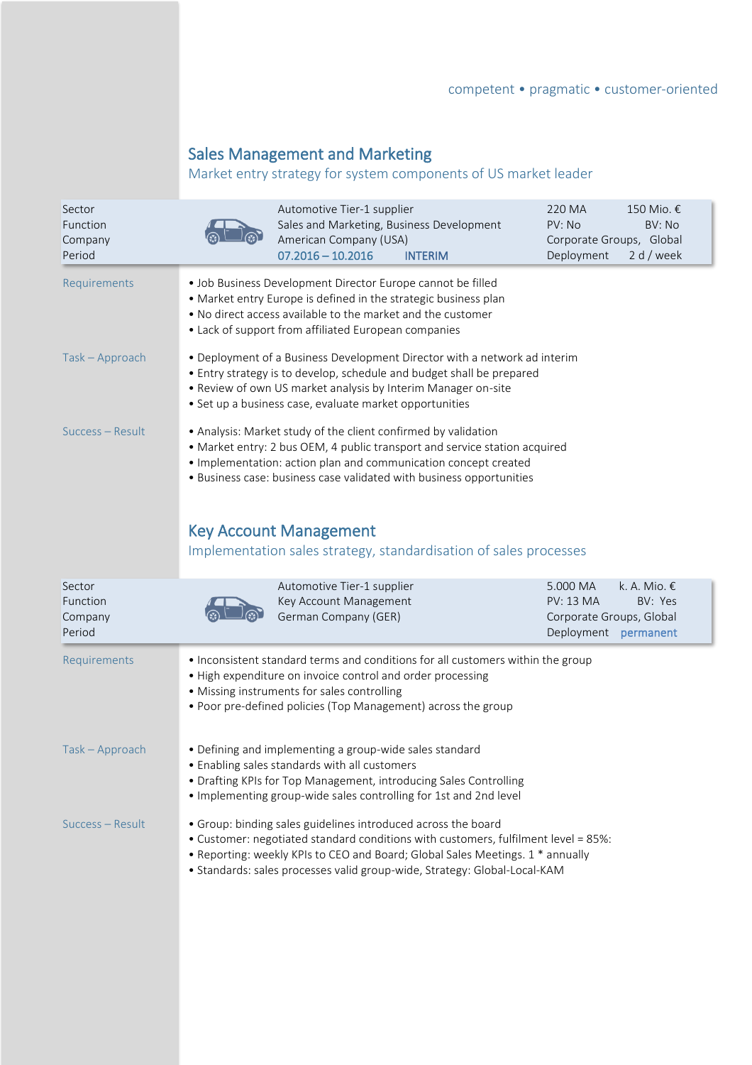competent • pragmatic • customer-oriented

## Sales Management and Marketing

### Market entry strategy for system components of US market leader

| | | | |
|---|---|---|---|
| Sector | Automotive Tier-1 supplier | 220 MA | 150 Mio. € |
| Function | Sales and Marketing, Business Development | PV: No | BV: No |
| Company | American Company (USA) | Corporate Groups, | Global |
| Period | 07.2016 – 10.2016 INTERIM | Deployment | 2 d / week |

**Requirements**

- Job Business Development Director Europe cannot be filled
- Market entry Europe is defined in the strategic business plan
- No direct access available to the market and the customer
- Lack of support from affiliated European companies

**Task – Approach**

- Deployment of a Business Development Director with a network ad interim
- Entry strategy is to develop, schedule and budget shall be prepared
- Review of own US market analysis by Interim Manager on-site
- Set up a business case, evaluate market opportunities

**Success – Result**

- Analysis: Market study of the client confirmed by validation
- Market entry: 2 bus OEM, 4 public transport and service station acquired
- Implementation: action plan and communication concept created
- Business case: business case validated with business opportunities

## Key Account Management

### Implementation sales strategy, standardisation of sales processes

| | | | |
|---|---|---|---|
| Sector | Automotive Tier-1 supplier | 5.000 MA | k. A. Mio. € |
| Function | Key Account Management | PV: 13 MA | BV: Yes |
| Company | German Company (GER) | Corporate Groups, Global | |
| Period | | Deployment | permanent |

**Requirements**

- Inconsistent standard terms and conditions for all customers within the group
- High expenditure on invoice control and order processing
- Missing instruments for sales controlling
- Poor pre-defined policies (Top Management) across the group

**Task – Approach**

- Defining and implementing a group-wide sales standard
- Enabling sales standards with all customers
- Drafting KPIs for Top Management, introducing Sales Controlling
- Implementing group-wide sales controlling for 1st and 2nd level

**Success – Result**

- Group: binding sales guidelines introduced across the board
- Customer: negotiated standard conditions with customers, fulfilment level = 85%:
- Reporting: weekly KPIs to CEO and Board; Global Sales Meetings. 1 * annually
- Standards: sales processes valid group-wide, Strategy: Global-Local-KAM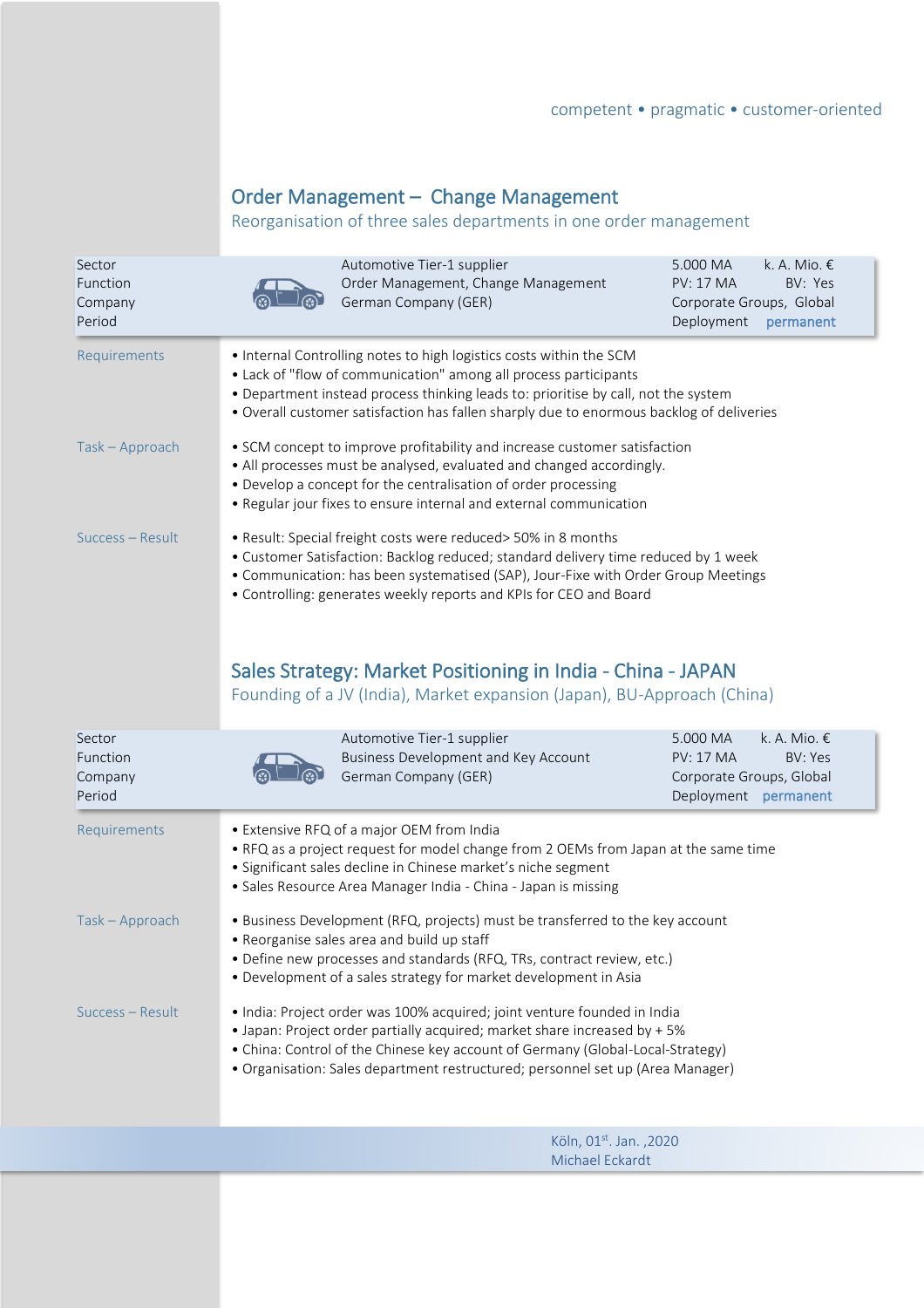competent • pragmatic • customer-oriented

## Order Management – Change Management

Reorganisation of three sales departments in one order management

| | | |
|---|---|---|
| Sector<br>Function<br>Company<br>Period | Automotive Tier-1 supplier<br>Order Management, Change Management<br>German Company (GER) | 5.000 MA k. A. Mio. €<br>PV: 17 MA BV: Yes<br>Corporate Groups, Global<br>Deployment permanent |

**Requirements**

- Internal Controlling notes to high logistics costs within the SCM
- Lack of "flow of communication" among all process participants
- Department instead process thinking leads to: prioritise by call, not the system
- Overall customer satisfaction has fallen sharply due to enormous backlog of deliveries

**Task – Approach**

- SCM concept to improve profitability and increase customer satisfaction
- All processes must be analysed, evaluated and changed accordingly.
- Develop a concept for the centralisation of order processing
- Regular jour fixes to ensure internal and external communication

**Success – Result**

- Result: Special freight costs were reduced> 50% in 8 months
- Customer Satisfaction: Backlog reduced; standard delivery time reduced by 1 week
- Communication: has been systematised (SAP), Jour-Fixe with Order Group Meetings
- Controlling: generates weekly reports and KPIs for CEO and Board

## Sales Strategy: Market Positioning in India - China - JAPAN

Founding of a JV (India), Market expansion (Japan), BU-Approach (China)

| | | |
|---|---|---|
| Sector<br>Function<br>Company<br>Period | Automotive Tier-1 supplier<br>Business Development and Key Account<br>German Company (GER) | 5.000 MA k. A. Mio. €<br>PV: 17 MA BV: Yes<br>Corporate Groups, Global<br>Deployment permanent |

**Requirements**

- Extensive RFQ of a major OEM from India
- RFQ as a project request for model change from 2 OEMs from Japan at the same time
- Significant sales decline in Chinese market's niche segment
- Sales Resource Area Manager India - China - Japan is missing

**Task – Approach**

- Business Development (RFQ, projects) must be transferred to the key account
- Reorganise sales area and build up staff
- Define new processes and standards (RFQ, TRs, contract review, etc.)
- Development of a sales strategy for market development in Asia

**Success – Result**

- India: Project order was 100% acquired; joint venture founded in India
- Japan: Project order partially acquired; market share increased by + 5%
- China: Control of the Chinese key account of Germany (Global-Local-Strategy)
- Organisation: Sales department restructured; personnel set up (Area Manager)

Köln, 01st. Jan. ,2020
Michael Eckardt